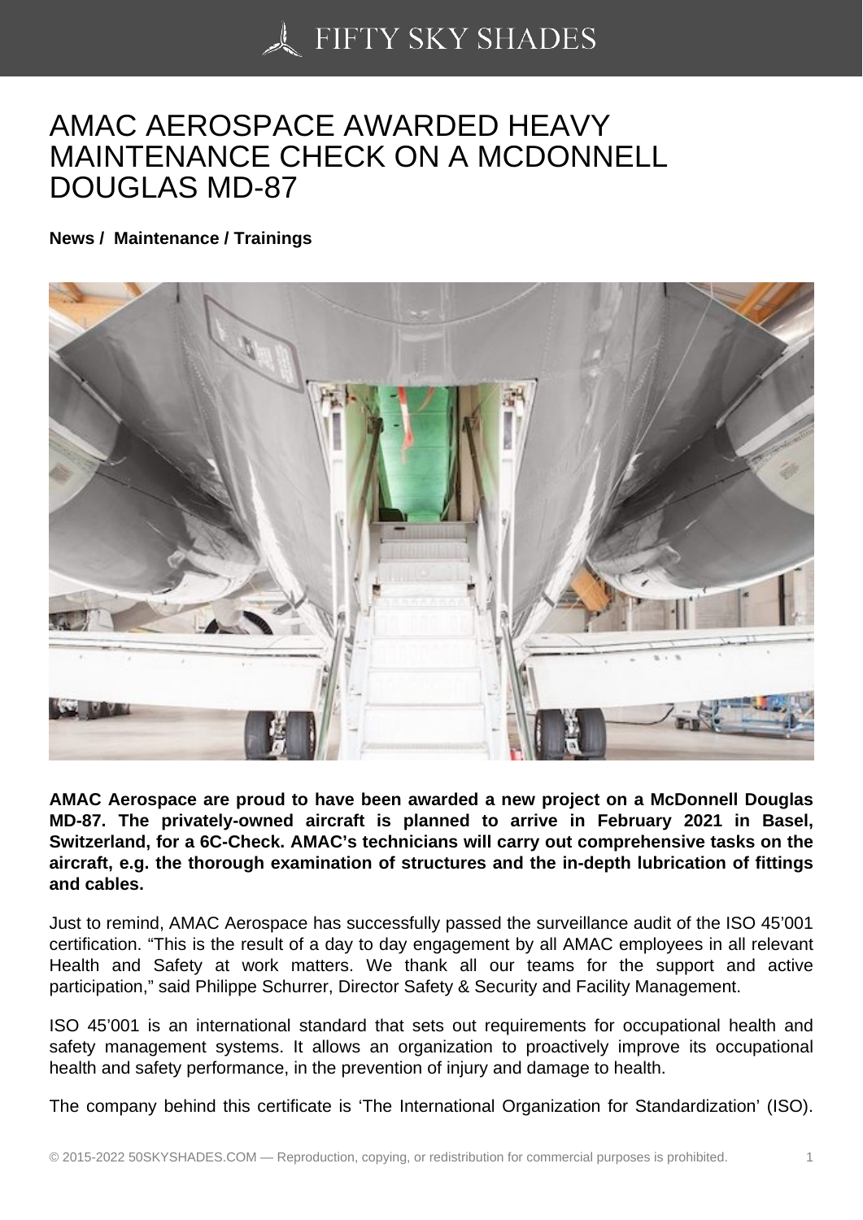# AMAC AEROSPACE AWARDED HEAVY MAINTENANCE CHECK ON A MCDONNELL DOUGLAS MD-87

**News / Maintenance / Trainings**

**AMAC Aerospace are proud to have been awarded a new project on a McDonnell Douglas MD-87. The privately-owned aircraft is planned to arrive in February 2021 in Basel, Switzerland, for a 6C-Check. AMAC's technicians will carry out comprehensive tasks on the aircraft, e.g. the thorough examination of structures and the in-depth lubrication of fittings and cables.**

Just to remind, AMAC Aerospace has successfully passed the surveillance audit of the ISO 45'001 certification. "This is the result of a day to day engagement by all AMAC employees in all relevant Health and Safety at work matters. We thank all our teams for the support and active participation," said Philippe Schurrer, Director Safety & Security and Facility Management.

ISO 45'001 is an international standard that sets out requirements for occupational health and safety management systems. It allows an organization to proactively improve its occupational health and safety performance, in the prevention of injury and damage to health.

The company behind this certificate is 'The International Organization for Standardization' (ISO).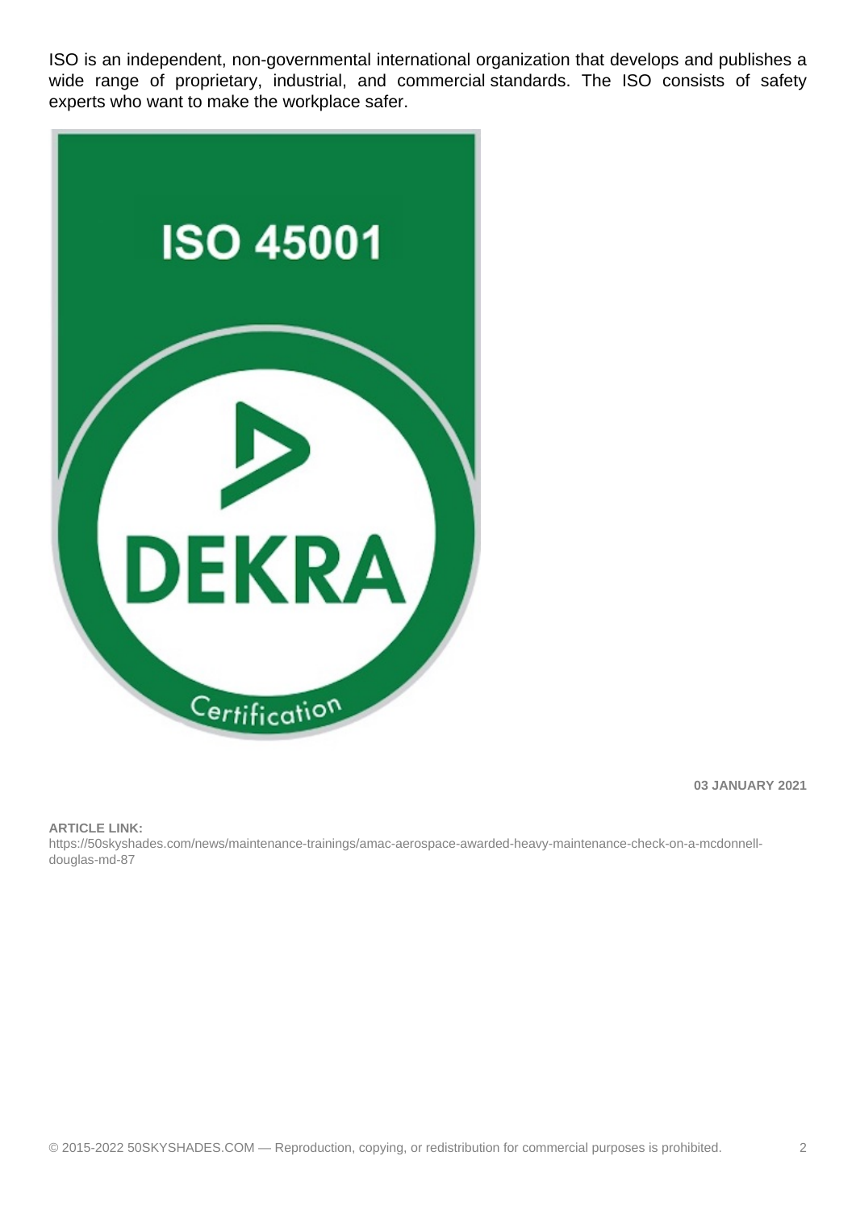ISO is an independent, non-governmental international organization that develops and publishes a wide range of proprietary, industrial, and commercial standards. The ISO consists of safety experts who want to make the workplace safer.

**03 JANUARY 2021**

**ARTICLE LINK:**
https://50skyshades.com/news/maintenance-trainings/amac-aerospace-awarded-heavy-maintenance-check-on-a-mcdonnell-douglas-md-87